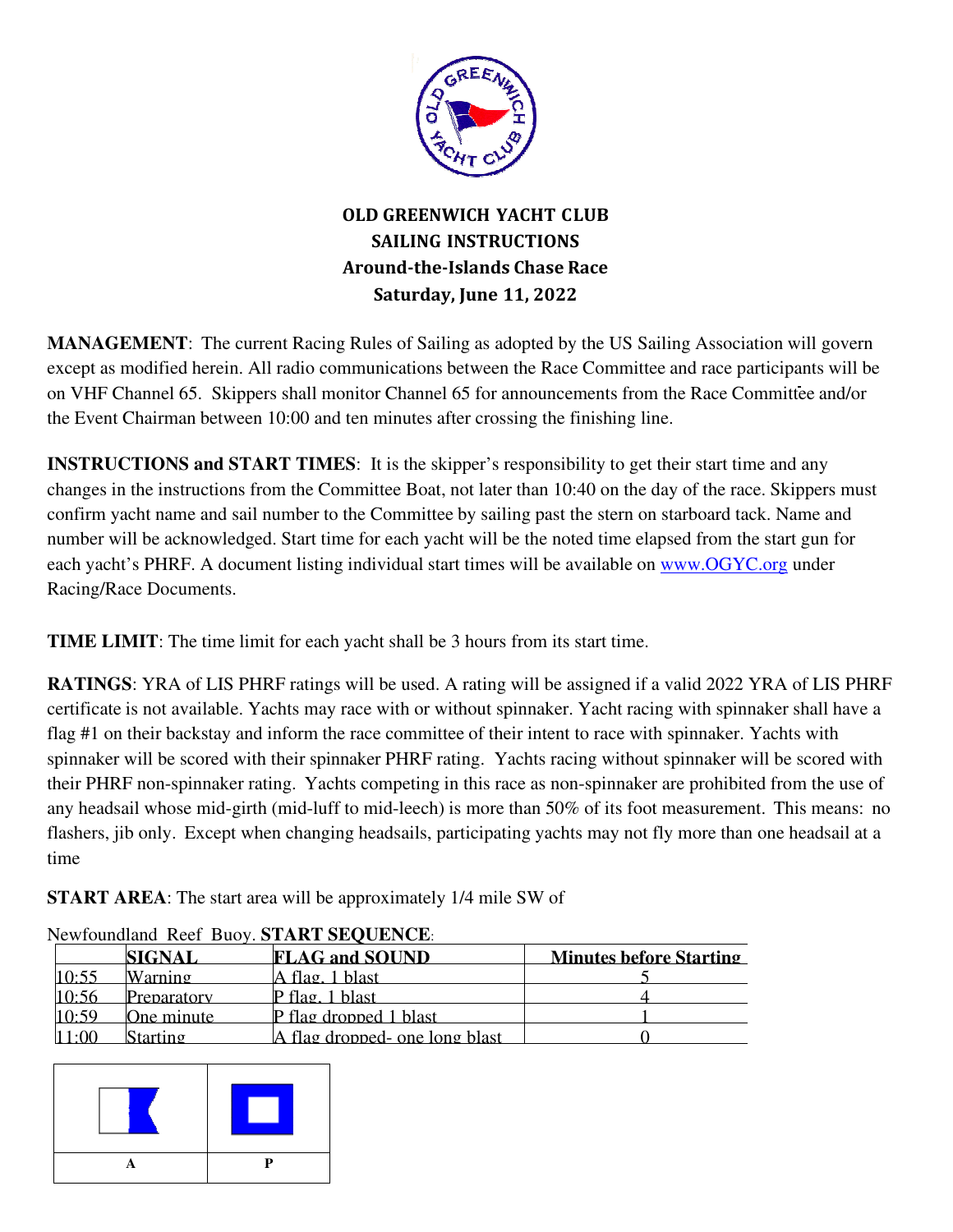# OLD GREENWICH YACHT CLUB
## SAILING INSTRUCTIONS
## Around-the-Islands Chase Race
## Saturday, June 11, 2022

**MANAGEMENT**: The current Racing Rules of Sailing as adopted by the US Sailing Association will govern except as modified herein. All radio communications between the Race Committee and race participants will be on VHF Channel 65. Skippers shall monitor Channel 65 for announcements from the Race Committee and/or the Event Chairman between 10:00 and ten minutes after crossing the finishing line.

**INSTRUCTIONS and START TIMES**: It is the skipper's responsibility to get their start time and any changes in the instructions from the Committee Boat, not later than 10:40 on the day of the race. Skippers must confirm yacht name and sail number to the Committee by sailing past the stern on starboard tack. Name and number will be acknowledged. Start time for each yacht will be the noted time elapsed from the start gun for each yacht's PHRF. A document listing individual start times will be available on www.OGYC.org under Racing/Race Documents.

**TIME LIMIT**: The time limit for each yacht shall be 3 hours from its start time.

**RATINGS**: YRA of LIS PHRF ratings will be used. A rating will be assigned if a valid 2022 YRA of LIS PHRF certificate is not available. Yachts may race with or without spinnaker. Yacht racing with spinnaker shall have a flag #1 on their backstay and inform the race committee of their intent to race with spinnaker. Yachts with spinnaker will be scored with their spinnaker PHRF rating. Yachts racing without spinnaker will be scored with their PHRF non-spinnaker rating. Yachts competing in this race as non-spinnaker are prohibited from the use of any headsail whose mid-girth (mid-luff to mid-leech) is more than 50% of its foot measurement. This means: no flashers, jib only. Except when changing headsails, participating yachts may not fly more than one headsail at a time

**START AREA**: The start area will be approximately 1/4 mile SW of Newfoundland Reef Buoy. **START SEQUENCE**:

| | SIGNAL | FLAG and SOUND | Minutes before Starting |
|---|---|---|---|
| 10:55 | Warning | A flag, 1 blast | 5 |
| 10:56 | Preparatory | P flag, 1 blast | 4 |
| 10:59 | One minute | P flag dropped 1 blast | 1 |
| 11:00 | Starting | A flag dropped- one long blast | 0 |

| A | P |
|---|---|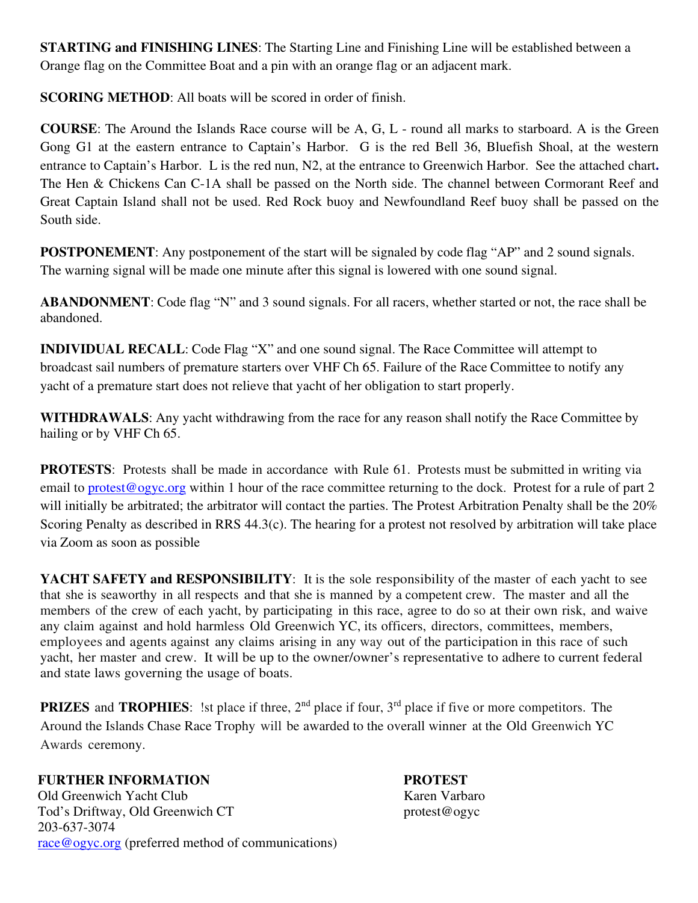**STARTING and FINISHING LINES**: The Starting Line and Finishing Line will be established between a Orange flag on the Committee Boat and a pin with an orange flag or an adjacent mark.

**SCORING METHOD**: All boats will be scored in order of finish.

**COURSE**: The Around the Islands Race course will be A, G, L - round all marks to starboard. A is the Green Gong G1 at the eastern entrance to Captain's Harbor. G is the red Bell 36, Bluefish Shoal, at the western entrance to Captain's Harbor. L is the red nun, N2, at the entrance to Greenwich Harbor. See the attached chart. The Hen & Chickens Can C-1A shall be passed on the North side. The channel between Cormorant Reef and Great Captain Island shall not be used. Red Rock buoy and Newfoundland Reef buoy shall be passed on the South side.

**POSTPONEMENT**: Any postponement of the start will be signaled by code flag "AP" and 2 sound signals. The warning signal will be made one minute after this signal is lowered with one sound signal.

**ABANDONMENT**: Code flag "N" and 3 sound signals. For all racers, whether started or not, the race shall be abandoned.

**INDIVIDUAL RECALL**: Code Flag "X" and one sound signal. The Race Committee will attempt to broadcast sail numbers of premature starters over VHF Ch 65. Failure of the Race Committee to notify any yacht of a premature start does not relieve that yacht of her obligation to start properly.

**WITHDRAWALS**: Any yacht withdrawing from the race for any reason shall notify the Race Committee by hailing or by VHF Ch 65.

**PROTESTS**: Protests shall be made in accordance with Rule 61. Protests must be submitted in writing via email to protest@ogyc.org within 1 hour of the race committee returning to the dock. Protest for a rule of part 2 will initially be arbitrated; the arbitrator will contact the parties. The Protest Arbitration Penalty shall be the 20% Scoring Penalty as described in RRS 44.3(c). The hearing for a protest not resolved by arbitration will take place via Zoom as soon as possible

**YACHT SAFETY and RESPONSIBILITY**: It is the sole responsibility of the master of each yacht to see that she is seaworthy in all respects and that she is manned by a competent crew. The master and all the members of the crew of each yacht, by participating in this race, agree to do so at their own risk, and waive any claim against and hold harmless Old Greenwich YC, its officers, directors, committees, members, employees and agents against any claims arising in any way out of the participation in this race of such yacht, her master and crew. It will be up to the owner/owner's representative to adhere to current federal and state laws governing the usage of boats.

**PRIZES** and **TROPHIES**: !st place if three, 2nd place if four, 3rd place if five or more competitors. The Around the Islands Chase Race Trophy will be awarded to the overall winner at the Old Greenwich YC Awards ceremony.

**FURTHER INFORMATION**
Old Greenwich Yacht Club
Tod's Driftway, Old Greenwich CT
203-637-3074
race@ogyc.org (preferred method of communications)

**PROTEST**
Karen Varbaro
protest@ogyc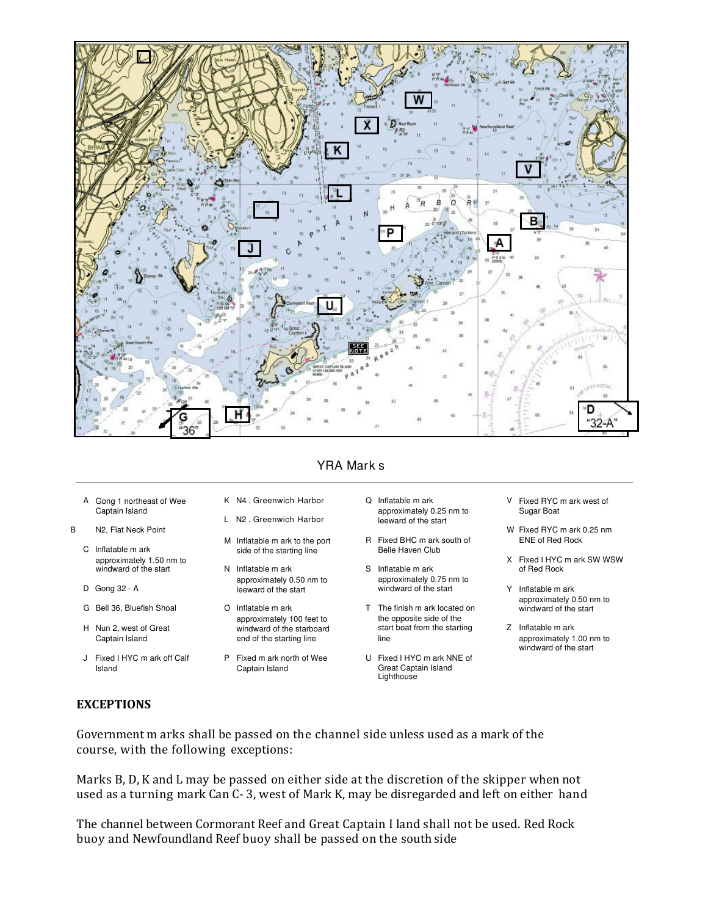## YRA Marks

- A Gong 1 northeast of Wee Captain Island
- B N2, Flat Neck Point
- C Inflatable mark approximately 1.50 nm to windward of the start
- D Gong 32 - A
- G Bell 36, Bluefish Shoal
- H Nun 2, west of Great Captain Island
- J Fixed I HYC mark off Calf Island
- K N4 , Greenwich Harbor
- L N2 , Greenwich Harbor
- M Inflatable mark to the port side of the starting line
- N Inflatable mark approximately 0.50 nm to leeward of the start
- O Inflatable mark approximately 100 feet to windward of the starboard end of the starting line
- P Fixed mark north of Wee Captain Island
- Q Inflatable mark approximately 0.25 nm to leeward of the start
- R Fixed BHC mark south of Belle Haven Club
- S Inflatable mark approximately 0.75 nm to windward of the start
- T The finish mark located on the opposite side of the start boat from the starting line
- U Fixed I HYC mark NNE of Great Captain Island Lighthouse
- V Fixed RYC mark west of Sugar Boat
- W Fixed RYC mark 0.25 nm ENE of Red Rock
- X Fixed I HYC mark SW WSW of Red Rock
- Y Inflatable mark approximately 0.50 nm to windward of the start
- Z Inflatable mark approximately 1.00 nm to windward of the start

## EXCEPTIONS

Government marks shall be passed on the channel side unless used as a mark of the course, with the following exceptions:

Marks B, D, K and L may be passed on either side at the discretion of the skipper when not used as a turning mark Can C- 3, west of Mark K, may be disregarded and left on either hand

The channel between Cormorant Reef and Great Captain Island shall not be used. Red Rock buoy and Newfoundland Reef buoy shall be passed on the south side